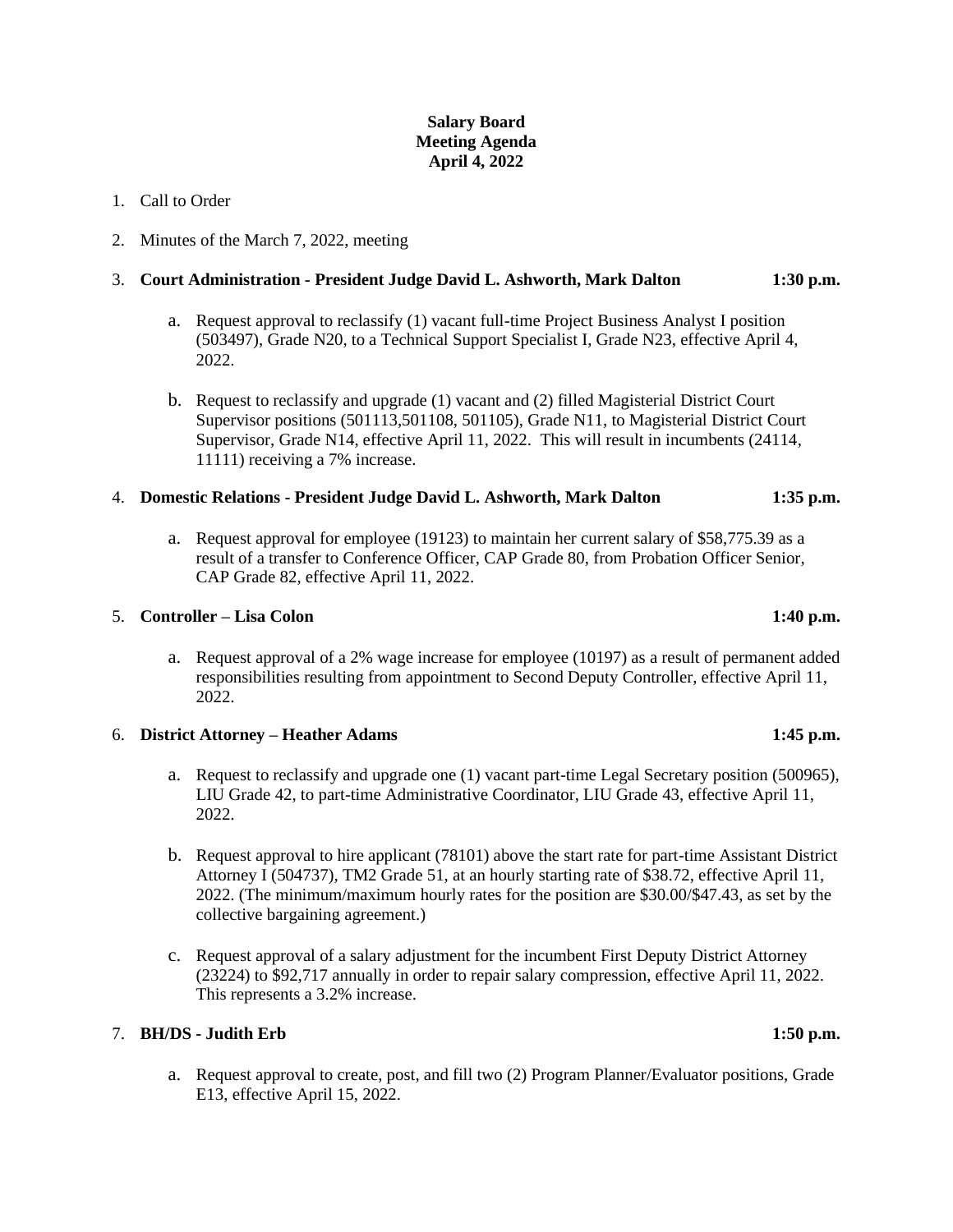**Salary Board**
**Meeting Agenda**
**April 4, 2022**

1. Call to Order

2. Minutes of the March 7, 2022, meeting

3. **Court Administration - President Judge David L. Ashworth, Mark Dalton** **1:30 p.m.**

   a. Request approval to reclassify (1) vacant full-time Project Business Analyst I position (503497), Grade N20, to a Technical Support Specialist I, Grade N23, effective April 4, 2022.

   b. Request to reclassify and upgrade (1) vacant and (2) filled Magisterial District Court Supervisor positions (501113,501108, 501105), Grade N11, to Magisterial District Court Supervisor, Grade N14, effective April 11, 2022. This will result in incumbents (24114, 11111) receiving a 7% increase.

4. **Domestic Relations - President Judge David L. Ashworth, Mark Dalton** **1:35 p.m.**

   a. Request approval for employee (19123) to maintain her current salary of $58,775.39 as a result of a transfer to Conference Officer, CAP Grade 80, from Probation Officer Senior, CAP Grade 82, effective April 11, 2022.

5. **Controller – Lisa Colon** **1:40 p.m.**

   a. Request approval of a 2% wage increase for employee (10197) as a result of permanent added responsibilities resulting from appointment to Second Deputy Controller, effective April 11, 2022.

6. **District Attorney – Heather Adams** **1:45 p.m.**

   a. Request to reclassify and upgrade one (1) vacant part-time Legal Secretary position (500965), LIU Grade 42, to part-time Administrative Coordinator, LIU Grade 43, effective April 11, 2022.

   b. Request approval to hire applicant (78101) above the start rate for part-time Assistant District Attorney I (504737), TM2 Grade 51, at an hourly starting rate of $38.72, effective April 11, 2022. (The minimum/maximum hourly rates for the position are $30.00/$47.43, as set by the collective bargaining agreement.)

   c. Request approval of a salary adjustment for the incumbent First Deputy District Attorney (23224) to $92,717 annually in order to repair salary compression, effective April 11, 2022. This represents a 3.2% increase.

7. **BH/DS - Judith Erb** **1:50 p.m.**

   a. Request approval to create, post, and fill two (2) Program Planner/Evaluator positions, Grade E13, effective April 15, 2022.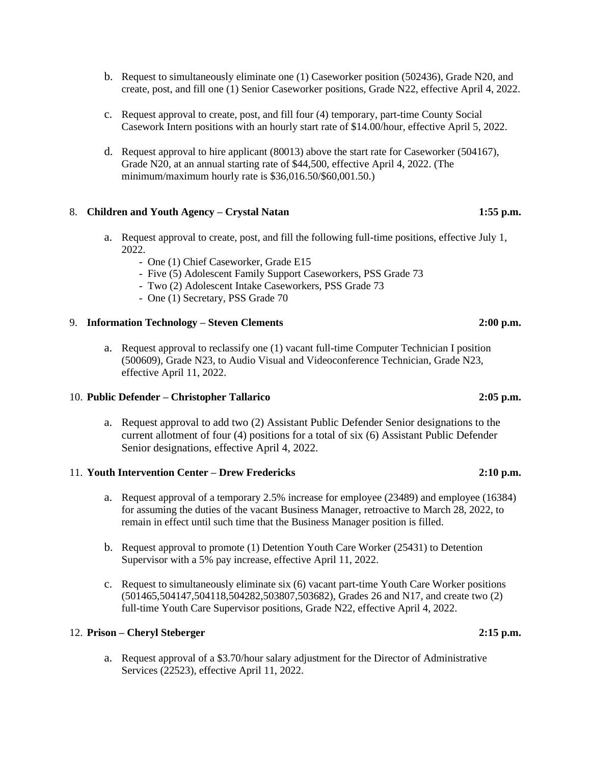b. Request to simultaneously eliminate one (1) Caseworker position (502436), Grade N20, and create, post, and fill one (1) Senior Caseworker positions, Grade N22, effective April 4, 2022.

c. Request approval to create, post, and fill four (4) temporary, part-time County Social Casework Intern positions with an hourly start rate of $14.00/hour, effective April 5, 2022.

d. Request approval to hire applicant (80013) above the start rate for Caseworker (504167), Grade N20, at an annual starting rate of $44,500, effective April 4, 2022. (The minimum/maximum hourly rate is $36,016.50/$60,001.50.)

8. **Children and Youth Agency – Crystal Natan** **1:55 p.m.**

   a. Request approval to create, post, and fill the following full-time positions, effective July 1, 2022.
      - One (1) Chief Caseworker, Grade E15
      - Five (5) Adolescent Family Support Caseworkers, PSS Grade 73
      - Two (2) Adolescent Intake Caseworkers, PSS Grade 73
      - One (1) Secretary, PSS Grade 70

9. **Information Technology – Steven Clements** **2:00 p.m.**

   a. Request approval to reclassify one (1) vacant full-time Computer Technician I position (500609), Grade N23, to Audio Visual and Videoconference Technician, Grade N23, effective April 11, 2022.

10. **Public Defender – Christopher Tallarico** **2:05 p.m.**

    a. Request approval to add two (2) Assistant Public Defender Senior designations to the current allotment of four (4) positions for a total of six (6) Assistant Public Defender Senior designations, effective April 4, 2022.

11. **Youth Intervention Center – Drew Fredericks** **2:10 p.m.**

    a. Request approval of a temporary 2.5% increase for employee (23489) and employee (16384) for assuming the duties of the vacant Business Manager, retroactive to March 28, 2022, to remain in effect until such time that the Business Manager position is filled.

    b. Request approval to promote (1) Detention Youth Care Worker (25431) to Detention Supervisor with a 5% pay increase, effective April 11, 2022.

    c. Request to simultaneously eliminate six (6) vacant part-time Youth Care Worker positions (501465,504147,504118,504282,503807,503682), Grades 26 and N17, and create two (2) full-time Youth Care Supervisor positions, Grade N22, effective April 4, 2022.

12. **Prison – Cheryl Steberger** **2:15 p.m.**

    a. Request approval of a $3.70/hour salary adjustment for the Director of Administrative Services (22523), effective April 11, 2022.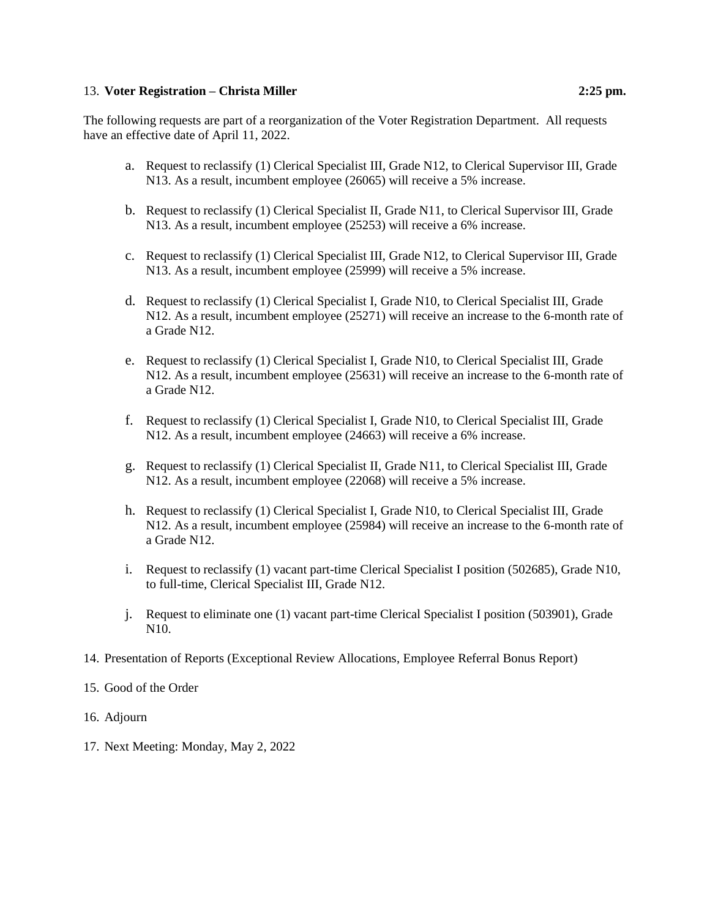13. **Voter Registration – Christa Miller** **2:25 pm.**

The following requests are part of a reorganization of the Voter Registration Department. All requests have an effective date of April 11, 2022.

a. Request to reclassify (1) Clerical Specialist III, Grade N12, to Clerical Supervisor III, Grade N13. As a result, incumbent employee (26065) will receive a 5% increase.

b. Request to reclassify (1) Clerical Specialist II, Grade N11, to Clerical Supervisor III, Grade N13. As a result, incumbent employee (25253) will receive a 6% increase.

c. Request to reclassify (1) Clerical Specialist III, Grade N12, to Clerical Supervisor III, Grade N13. As a result, incumbent employee (25999) will receive a 5% increase.

d. Request to reclassify (1) Clerical Specialist I, Grade N10, to Clerical Specialist III, Grade N12. As a result, incumbent employee (25271) will receive an increase to the 6-month rate of a Grade N12.

e. Request to reclassify (1) Clerical Specialist I, Grade N10, to Clerical Specialist III, Grade N12. As a result, incumbent employee (25631) will receive an increase to the 6-month rate of a Grade N12.

f. Request to reclassify (1) Clerical Specialist I, Grade N10, to Clerical Specialist III, Grade N12. As a result, incumbent employee (24663) will receive a 6% increase.

g. Request to reclassify (1) Clerical Specialist II, Grade N11, to Clerical Specialist III, Grade N12. As a result, incumbent employee (22068) will receive a 5% increase.

h. Request to reclassify (1) Clerical Specialist I, Grade N10, to Clerical Specialist III, Grade N12. As a result, incumbent employee (25984) will receive an increase to the 6-month rate of a Grade N12.

i. Request to reclassify (1) vacant part-time Clerical Specialist I position (502685), Grade N10, to full-time, Clerical Specialist III, Grade N12.

j. Request to eliminate one (1) vacant part-time Clerical Specialist I position (503901), Grade N10.

14. Presentation of Reports (Exceptional Review Allocations, Employee Referral Bonus Report)

15. Good of the Order

16. Adjourn

17. Next Meeting: Monday, May 2, 2022